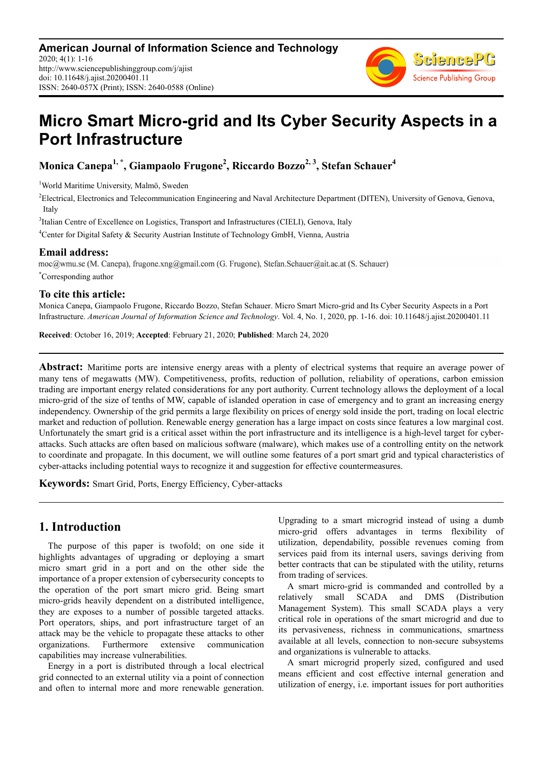**American Journal of Information Science and Technology**
2020; 4(1): 1-16
http://www.sciencepublishinggroup.com/j/ajist
doi: 10.11648/j.ajist.20200401.11
ISSN: 2640-057X (Print); ISSN: 2640-0588 (Online)

# Micro Smart Micro-grid and Its Cyber Security Aspects in a Port Infrastructure

**Monica Canepa[1, *], Giampaolo Frugone[2], Riccardo Bozzo[2, 3], Stefan Schauer[4]**

[1]World Maritime University, Malmö, Sweden

[2]Electrical, Electronics and Telecommunication Engineering and Naval Architecture Department (DITEN), University of Genova, Genova, Italy

[3]Italian Centre of Excellence on Logistics, Transport and Infrastructures (CIELI), Genova, Italy

[4]Center for Digital Safety & Security Austrian Institute of Technology GmbH, Vienna, Austria

## Email address:

moc@wmu.se (M. Canepa), frugone.xng@gmail.com (G. Frugone), Stefan.Schauer@ait.ac.at (S. Schauer)

*Corresponding author

## To cite this article:

Monica Canepa, Giampaolo Frugone, Riccardo Bozzo, Stefan Schauer. Micro Smart Micro-grid and Its Cyber Security Aspects in a Port Infrastructure. *American Journal of Information Science and Technology*. Vol. 4, No. 1, 2020, pp. 1-16. doi: 10.11648/j.ajist.20200401.11

**Received**: October 16, 2019; **Accepted**: February 21, 2020; **Published**: March 24, 2020

---

**Abstract:** Maritime ports are intensive energy areas with a plenty of electrical systems that require an average power of many tens of megawatts (MW). Competitiveness, profits, reduction of pollution, reliability of operations, carbon emission trading are important energy related considerations for any port authority. Current technology allows the deployment of a local micro-grid of the size of tenths of MW, capable of islanded operation in case of emergency and to grant an increasing energy independency. Ownership of the grid permits a large flexibility on prices of energy sold inside the port, trading on local electric market and reduction of pollution. Renewable energy generation has a large impact on costs since features a low marginal cost. Unfortunately the smart grid is a critical asset within the port infrastructure and its intelligence is a high-level target for cyber-attacks. Such attacks are often based on malicious software (malware), which makes use of a controlling entity on the network to coordinate and propagate. In this document, we will outline some features of a port smart grid and typical characteristics of cyber-attacks including potential ways to recognize it and suggestion for effective countermeasures.

**Keywords:** Smart Grid, Ports, Energy Efficiency, Cyber-attacks

---

## 1. Introduction

The purpose of this paper is twofold; on one side it highlights advantages of upgrading or deploying a smart micro smart grid in a port and on the other side the importance of a proper extension of cybersecurity concepts to the operation of the port smart micro grid. Being smart micro-grids heavily dependent on a distributed intelligence, they are exposes to a number of possible targeted attacks. Port operators, ships, and port infrastructure target of an attack may be the vehicle to propagate these attacks to other organizations. Furthermore extensive communication capabilities may increase vulnerabilities.

Energy in a port is distributed through a local electrical grid connected to an external utility via a point of connection and often to internal more and more renewable generation. Upgrading to a smart microgrid instead of using a dumb micro-grid offers advantages in terms flexibility of utilization, dependability, possible revenues coming from services paid from its internal users, savings deriving from better contracts that can be stipulated with the utility, returns from trading of services.

A smart micro-grid is commanded and controlled by a relatively small SCADA and DMS (Distribution Management System). This small SCADA plays a very critical role in operations of the smart microgrid and due to its pervasiveness, richness in communications, smartness available at all levels, connection to non-secure subsystems and organizations is vulnerable to attacks.

A smart microgrid properly sized, configured and used means efficient and cost effective internal generation and utilization of energy, i.e. important issues for port authorities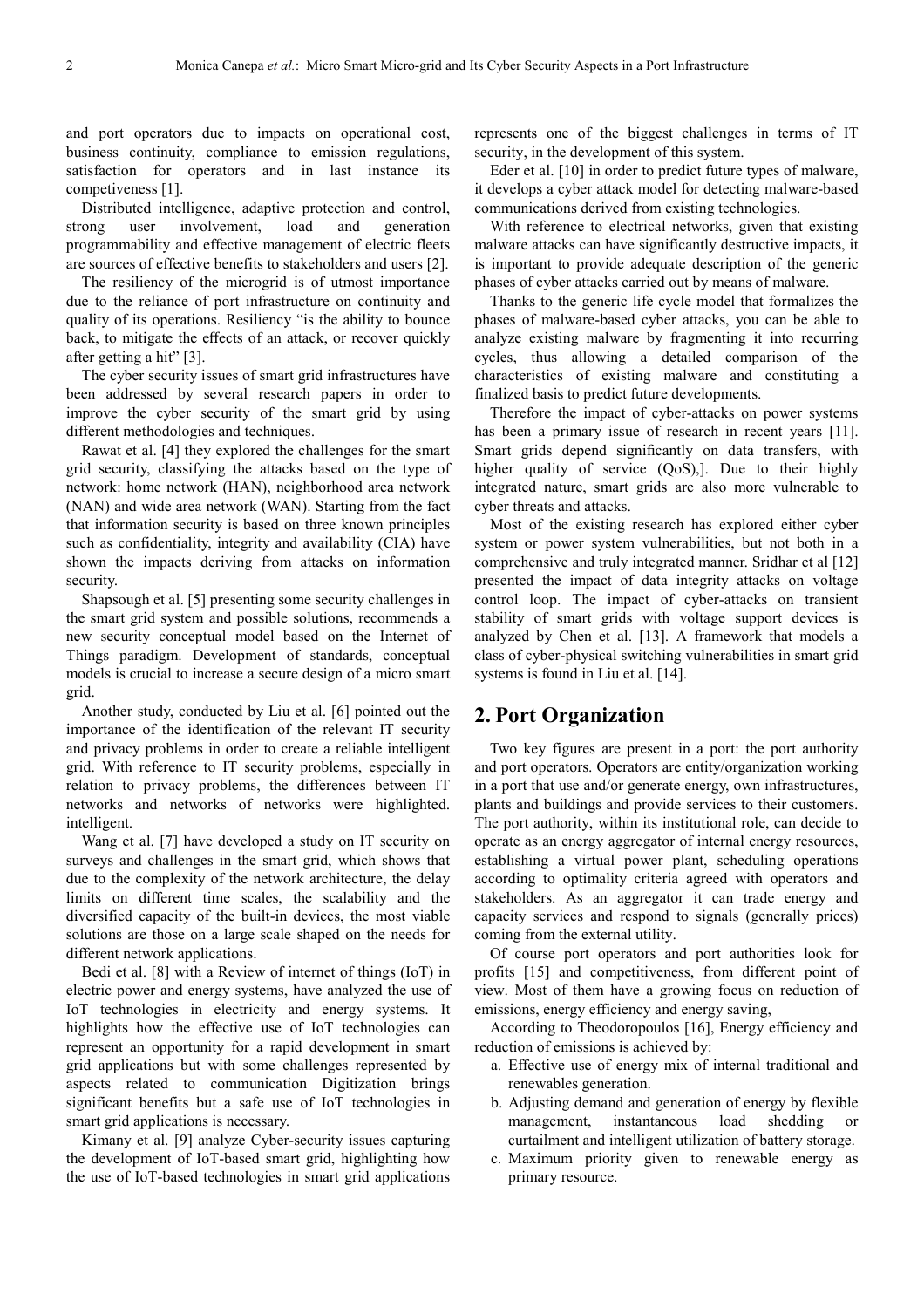and port operators due to impacts on operational cost, business continuity, compliance to emission regulations, satisfaction for operators and in last instance its competiveness [1].

Distributed intelligence, adaptive protection and control, strong user involvement, load and generation programmability and effective management of electric fleets are sources of effective benefits to stakeholders and users [2].

The resiliency of the microgrid is of utmost importance due to the reliance of port infrastructure on continuity and quality of its operations. Resiliency "is the ability to bounce back, to mitigate the effects of an attack, or recover quickly after getting a hit" [3].

The cyber security issues of smart grid infrastructures have been addressed by several research papers in order to improve the cyber security of the smart grid by using different methodologies and techniques.

Rawat et al. [4] they explored the challenges for the smart grid security, classifying the attacks based on the type of network: home network (HAN), neighborhood area network (NAN) and wide area network (WAN). Starting from the fact that information security is based on three known principles such as confidentiality, integrity and availability (CIA) have shown the impacts deriving from attacks on information security.

Shapsough et al. [5] presenting some security challenges in the smart grid system and possible solutions, recommends a new security conceptual model based on the Internet of Things paradigm. Development of standards, conceptual models is crucial to increase a secure design of a micro smart grid.

Another study, conducted by Liu et al. [6] pointed out the importance of the identification of the relevant IT security and privacy problems in order to create a reliable intelligent grid. With reference to IT security problems, especially in relation to privacy problems, the differences between IT networks and networks of networks were highlighted. intelligent.

Wang et al. [7] have developed a study on IT security on surveys and challenges in the smart grid, which shows that due to the complexity of the network architecture, the delay limits on different time scales, the scalability and the diversified capacity of the built-in devices, the most viable solutions are those on a large scale shaped on the needs for different network applications.

Bedi et al. [8] with a Review of internet of things (IoT) in electric power and energy systems, have analyzed the use of IoT technologies in electricity and energy systems. It highlights how the effective use of IoT technologies can represent an opportunity for a rapid development in smart grid applications but with some challenges represented by aspects related to communication Digitization brings significant benefits but a safe use of IoT technologies in smart grid applications is necessary.

Kimany et al. [9] analyze Cyber-security issues capturing the development of IoT-based smart grid, highlighting how the use of IoT-based technologies in smart grid applications represents one of the biggest challenges in terms of IT security, in the development of this system.

Eder et al. [10] in order to predict future types of malware, it develops a cyber attack model for detecting malware-based communications derived from existing technologies.

With reference to electrical networks, given that existing malware attacks can have significantly destructive impacts, it is important to provide adequate description of the generic phases of cyber attacks carried out by means of malware.

Thanks to the generic life cycle model that formalizes the phases of malware-based cyber attacks, you can be able to analyze existing malware by fragmenting it into recurring cycles, thus allowing a detailed comparison of the characteristics of existing malware and constituting a finalized basis to predict future developments.

Therefore the impact of cyber-attacks on power systems has been a primary issue of research in recent years [11]. Smart grids depend significantly on data transfers, with higher quality of service (QoS),]. Due to their highly integrated nature, smart grids are also more vulnerable to cyber threats and attacks.

Most of the existing research has explored either cyber system or power system vulnerabilities, but not both in a comprehensive and truly integrated manner. Sridhar et al [12] presented the impact of data integrity attacks on voltage control loop. The impact of cyber-attacks on transient stability of smart grids with voltage support devices is analyzed by Chen et al. [13]. A framework that models a class of cyber-physical switching vulnerabilities in smart grid systems is found in Liu et al. [14].

## 2. Port Organization

Two key figures are present in a port: the port authority and port operators. Operators are entity/organization working in a port that use and/or generate energy, own infrastructures, plants and buildings and provide services to their customers. The port authority, within its institutional role, can decide to operate as an energy aggregator of internal energy resources, establishing a virtual power plant, scheduling operations according to optimality criteria agreed with operators and stakeholders. As an aggregator it can trade energy and capacity services and respond to signals (generally prices) coming from the external utility.

Of course port operators and port authorities look for profits [15] and competitiveness, from different point of view. Most of them have a growing focus on reduction of emissions, energy efficiency and energy saving,

According to Theodoropoulos [16], Energy efficiency and reduction of emissions is achieved by:

a. Effective use of energy mix of internal traditional and renewables generation.
b. Adjusting demand and generation of energy by flexible management, instantaneous load shedding or curtailment and intelligent utilization of battery storage.
c. Maximum priority given to renewable energy as primary resource.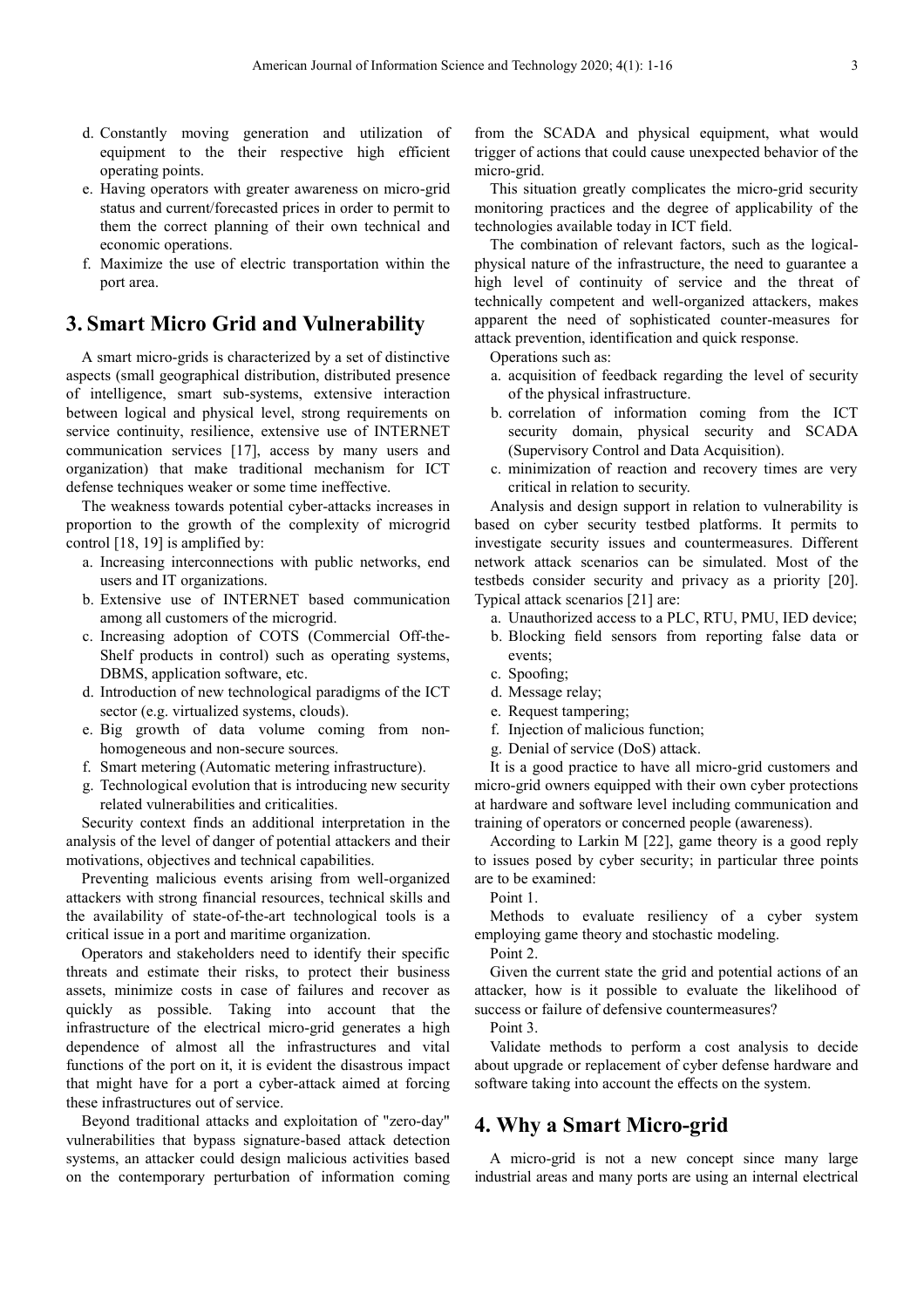d. Constantly moving generation and utilization of equipment to the their respective high efficient operating points.
e. Having operators with greater awareness on micro-grid status and current/forecasted prices in order to permit to them the correct planning of their own technical and economic operations.
f. Maximize the use of electric transportation within the port area.

## 3. Smart Micro Grid and Vulnerability

A smart micro-grids is characterized by a set of distinctive aspects (small geographical distribution, distributed presence of intelligence, smart sub-systems, extensive interaction between logical and physical level, strong requirements on service continuity, resilience, extensive use of INTERNET communication services [17], access by many users and organization) that make traditional mechanism for ICT defense techniques weaker or some time ineffective.

The weakness towards potential cyber-attacks increases in proportion to the growth of the complexity of microgrid control [18, 19] is amplified by:

a. Increasing interconnections with public networks, end users and IT organizations.
b. Extensive use of INTERNET based communication among all customers of the microgrid.
c. Increasing adoption of COTS (Commercial Off-the-Shelf products in control) such as operating systems, DBMS, application software, etc.
d. Introduction of new technological paradigms of the ICT sector (e.g. virtualized systems, clouds).
e. Big growth of data volume coming from non-homogeneous and non-secure sources.
f. Smart metering (Automatic metering infrastructure).
g. Technological evolution that is introducing new security related vulnerabilities and criticalities.

Security context finds an additional interpretation in the analysis of the level of danger of potential attackers and their motivations, objectives and technical capabilities.

Preventing malicious events arising from well-organized attackers with strong financial resources, technical skills and the availability of state-of-the-art technological tools is a critical issue in a port and maritime organization.

Operators and stakeholders need to identify their specific threats and estimate their risks, to protect their business assets, minimize costs in case of failures and recover as quickly as possible. Taking into account that the infrastructure of the electrical micro-grid generates a high dependence of almost all the infrastructures and vital functions of the port on it, it is evident the disastrous impact that might have for a port a cyber-attack aimed at forcing these infrastructures out of service.

Beyond traditional attacks and exploitation of "zero-day" vulnerabilities that bypass signature-based attack detection systems, an attacker could design malicious activities based on the contemporary perturbation of information coming from the SCADA and physical equipment, what would trigger of actions that could cause unexpected behavior of the micro-grid.

This situation greatly complicates the micro-grid security monitoring practices and the degree of applicability of the technologies available today in ICT field.

The combination of relevant factors, such as the logical-physical nature of the infrastructure, the need to guarantee a high level of continuity of service and the threat of technically competent and well-organized attackers, makes apparent the need of sophisticated counter-measures for attack prevention, identification and quick response.

Operations such as:

a. acquisition of feedback regarding the level of security of the physical infrastructure.
b. correlation of information coming from the ICT security domain, physical security and SCADA (Supervisory Control and Data Acquisition).
c. minimization of reaction and recovery times are very critical in relation to security.

Analysis and design support in relation to vulnerability is based on cyber security testbed platforms. It permits to investigate security issues and countermeasures. Different network attack scenarios can be simulated. Most of the testbeds consider security and privacy as a priority [20]. Typical attack scenarios [21] are:

a. Unauthorized access to a PLC, RTU, PMU, IED device;
b. Blocking field sensors from reporting false data or events;
c. Spoofing;
d. Message relay;
e. Request tampering;
f. Injection of malicious function;
g. Denial of service (DoS) attack.

It is a good practice to have all micro-grid customers and micro-grid owners equipped with their own cyber protections at hardware and software level including communication and training of operators or concerned people (awareness).

According to Larkin M [22], game theory is a good reply to issues posed by cyber security; in particular three points are to be examined:

Point 1.

Methods to evaluate resiliency of a cyber system employing game theory and stochastic modeling.

Point 2.

Given the current state the grid and potential actions of an attacker, how is it possible to evaluate the likelihood of success or failure of defensive countermeasures?

Point 3.

Validate methods to perform a cost analysis to decide about upgrade or replacement of cyber defense hardware and software taking into account the effects on the system.

## 4. Why a Smart Micro-grid

A micro-grid is not a new concept since many large industrial areas and many ports are using an internal electrical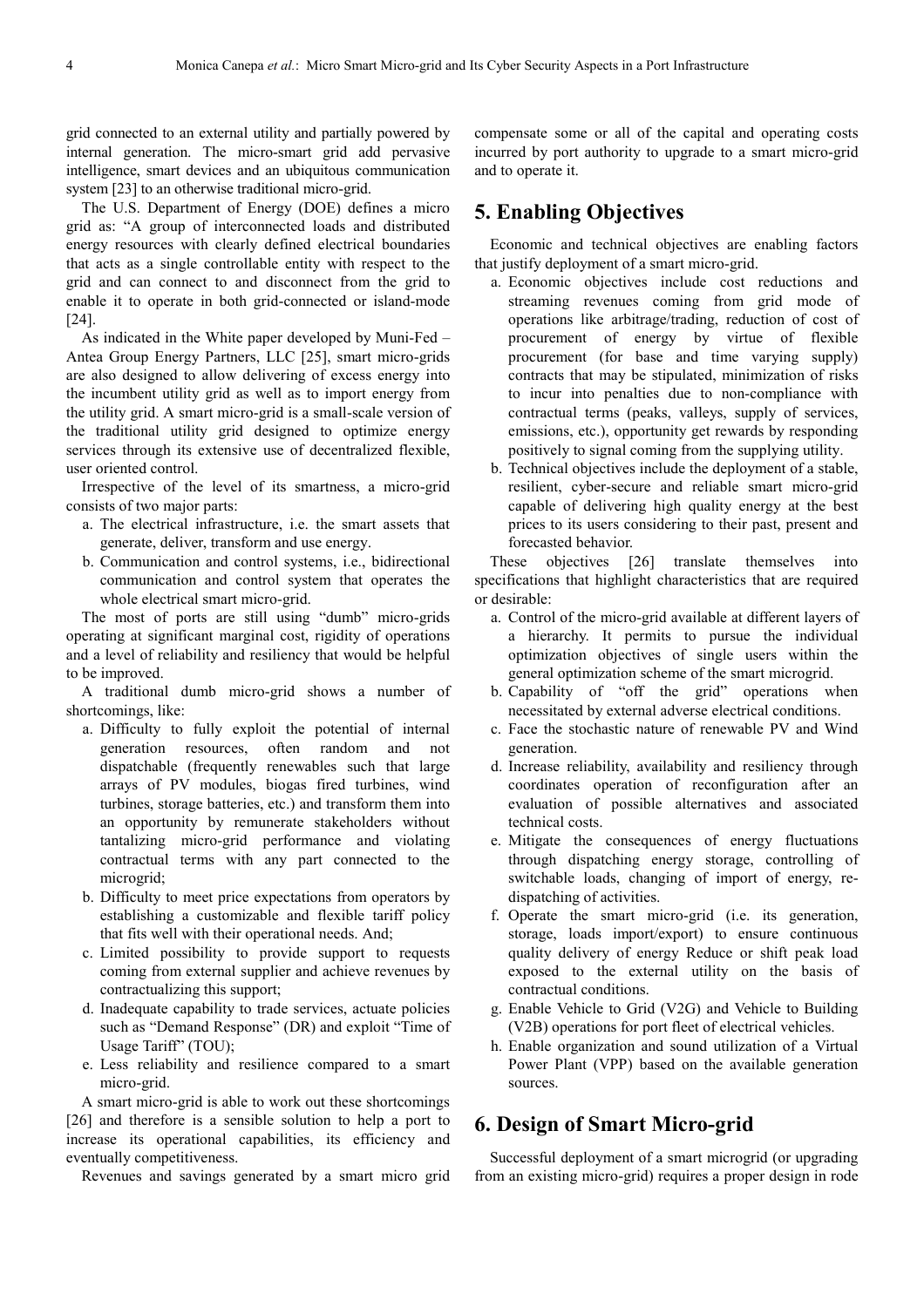grid connected to an external utility and partially powered by internal generation. The micro-smart grid add pervasive intelligence, smart devices and an ubiquitous communication system [23] to an otherwise traditional micro-grid.

The U.S. Department of Energy (DOE) defines a micro grid as: "A group of interconnected loads and distributed energy resources with clearly defined electrical boundaries that acts as a single controllable entity with respect to the grid and can connect to and disconnect from the grid to enable it to operate in both grid-connected or island-mode [24].

As indicated in the White paper developed by Muni-Fed – Antea Group Energy Partners, LLC [25], smart micro-grids are also designed to allow delivering of excess energy into the incumbent utility grid as well as to import energy from the utility grid. A smart micro-grid is a small-scale version of the traditional utility grid designed to optimize energy services through its extensive use of decentralized flexible, user oriented control.

Irrespective of the level of its smartness, a micro-grid consists of two major parts:

a. The electrical infrastructure, i.e. the smart assets that generate, deliver, transform and use energy.
b. Communication and control systems, i.e., bidirectional communication and control system that operates the whole electrical smart micro-grid.

The most of ports are still using "dumb" micro-grids operating at significant marginal cost, rigidity of operations and a level of reliability and resiliency that would be helpful to be improved.

A traditional dumb micro-grid shows a number of shortcomings, like:

a. Difficulty to fully exploit the potential of internal generation resources, often random and not dispatchable (frequently renewables such that large arrays of PV modules, biogas fired turbines, wind turbines, storage batteries, etc.) and transform them into an opportunity by remunerate stakeholders without tantalizing micro-grid performance and violating contractual terms with any part connected to the microgrid;
b. Difficulty to meet price expectations from operators by establishing a customizable and flexible tariff policy that fits well with their operational needs. And;
c. Limited possibility to provide support to requests coming from external supplier and achieve revenues by contractualizing this support;
d. Inadequate capability to trade services, actuate policies such as "Demand Response" (DR) and exploit "Time of Usage Tariff" (TOU);
e. Less reliability and resilience compared to a smart micro-grid.

A smart micro-grid is able to work out these shortcomings [26] and therefore is a sensible solution to help a port to increase its operational capabilities, its efficiency and eventually competitiveness.

Revenues and savings generated by a smart micro grid compensate some or all of the capital and operating costs incurred by port authority to upgrade to a smart micro-grid and to operate it.

## 5. Enabling Objectives

Economic and technical objectives are enabling factors that justify deployment of a smart micro-grid.

a. Economic objectives include cost reductions and streaming revenues coming from grid mode of operations like arbitrage/trading, reduction of cost of procurement of energy by virtue of flexible procurement (for base and time varying supply) contracts that may be stipulated, minimization of risks to incur into penalties due to non-compliance with contractual terms (peaks, valleys, supply of services, emissions, etc.), opportunity get rewards by responding positively to signal coming from the supplying utility.
b. Technical objectives include the deployment of a stable, resilient, cyber-secure and reliable smart micro-grid capable of delivering high quality energy at the best prices to its users considering to their past, present and forecasted behavior.

These objectives [26] translate themselves into specifications that highlight characteristics that are required or desirable:

a. Control of the micro-grid available at different layers of a hierarchy. It permits to pursue the individual optimization objectives of single users within the general optimization scheme of the smart microgrid.
b. Capability of "off the grid" operations when necessitated by external adverse electrical conditions.
c. Face the stochastic nature of renewable PV and Wind generation.
d. Increase reliability, availability and resiliency through coordinates operation of reconfiguration after an evaluation of possible alternatives and associated technical costs.
e. Mitigate the consequences of energy fluctuations through dispatching energy storage, controlling of switchable loads, changing of import of energy, re-dispatching of activities.
f. Operate the smart micro-grid (i.e. its generation, storage, loads import/export) to ensure continuous quality delivery of energy Reduce or shift peak load exposed to the external utility on the basis of contractual conditions.
g. Enable Vehicle to Grid (V2G) and Vehicle to Building (V2B) operations for port fleet of electrical vehicles.
h. Enable organization and sound utilization of a Virtual Power Plant (VPP) based on the available generation sources.

## 6. Design of Smart Micro-grid

Successful deployment of a smart microgrid (or upgrading from an existing micro-grid) requires a proper design in rode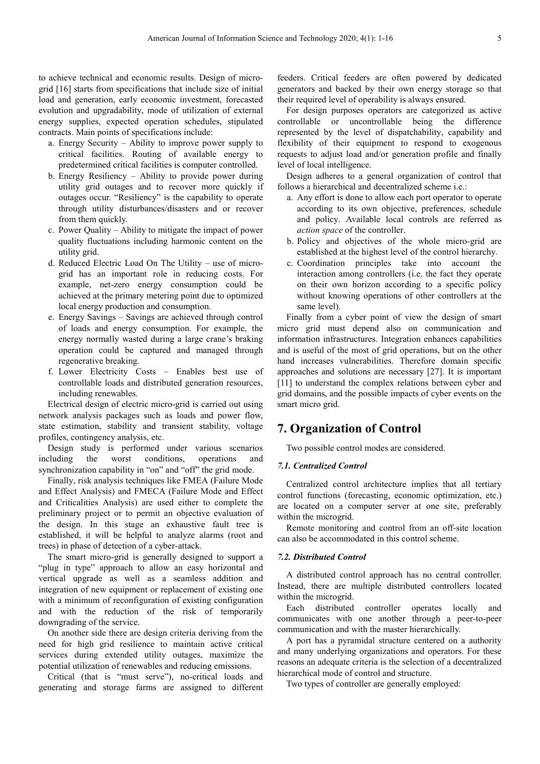to achieve technical and economic results. Design of micro-grid [16] starts from specifications that include size of initial load and generation, early economic investment, forecasted evolution and upgradability, mode of utilization of external energy supplies, expected operation schedules, stipulated contracts. Main points of specifications include:

a. Energy Security – Ability to improve power supply to critical facilities. Routing of available energy to predetermined critical facilities is computer controlled.
b. Energy Resiliency – Ability to provide power during utility grid outages and to recover more quickly if outages occur. "Resiliency" is the capability to operate through utility disturbances/disasters and or recover from them quickly.
c. Power Quality – Ability to mitigate the impact of power quality fluctuations including harmonic content on the utility grid.
d. Reduced Electric Load On The Utility – use of micro-grid has an important role in reducing costs. For example, net-zero energy consumption could be achieved at the primary metering point due to optimized local energy production and consumption.
e. Energy Savings – Savings are achieved through control of loads and energy consumption. For example, the energy normally wasted during a large crane's braking operation could be captured and managed through regenerative breaking.
f. Lower Electricity Costs – Enables best use of controllable loads and distributed generation resources, including renewables.

Electrical design of electric micro-grid is carried out using network analysis packages such as loads and power flow, state estimation, stability and transient stability, voltage profiles, contingency analysis, etc.

Design study is performed under various scenarios including the worst conditions, operations and synchronization capability in "on" and "off" the grid mode.

Finally, risk analysis techniques like FMEA (Failure Mode and Effect Analysis) and FMECA (Failure Mode and Effect and Criticalities Analysis) are used either to complete the preliminary project or to permit an objective evaluation of the design. In this stage an exhaustive fault tree is established, it will be helpful to analyze alarms (root and trees) in phase of detection of a cyber-attack.

The smart micro-grid is generally designed to support a "plug in type" approach to allow an easy horizontal and vertical upgrade as well as a seamless addition and integration of new equipment or replacement of existing one with a minimum of reconfiguration of existing configuration and with the reduction of the risk of temporarily downgrading of the service.

On another side there are design criteria deriving from the need for high grid resilience to maintain active critical services during extended utility outages, maximize the potential utilization of renewables and reducing emissions.

Critical (that is "must serve"), no-critical loads and generating and storage farms are assigned to different feeders. Critical feeders are often powered by dedicated generators and backed by their own energy storage so that their required level of operability is always ensured.

For design purposes operators are categorized as active controllable or uncontrollable being the difference represented by the level of dispatchability, capability and flexibility of their equipment to respond to exogenous requests to adjust load and/or generation profile and finally level of local intelligence.

Design adheres to a general organization of control that follows a hierarchical and decentralized scheme i.e.:

a. Any effort is done to allow each port operator to operate according to its own objective, preferences, schedule and policy. Available local controls are referred as *action space* of the controller.
b. Policy and objectives of the whole micro-grid are established at the highest level of the control hierarchy.
c. Coordination principles take into account the interaction among controllers (i.e. the fact they operate on their own horizon according to a specific policy without knowing operations of other controllers at the same level).

Finally from a cyber point of view the design of smart micro grid must depend also on communication and information infrastructures. Integration enhances capabilities and is useful of the most of grid operations, but on the other hand increases vulnerabilities. Therefore domain specific approaches and solutions are necessary [27]. It is important [11] to understand the complex relations between cyber and grid domains, and the possible impacts of cyber events on the smart micro grid.

## 7. Organization of Control

Two possible control modes are considered.

### 7.1. Centralized Control

Centralized control architecture implies that all tertiary control functions (forecasting, economic optimization, etc.) are located on a computer server at one site, preferably within the microgrid.

Remote monitoring and control from an off-site location can also be accommodated in this control scheme.

### 7.2. Distributed Control

A distributed control approach has no central controller. Instead, there are multiple distributed controllers located within the microgrid.

Each distributed controller operates locally and communicates with one another through a peer-to-peer communication and with the master hierarchically.

A port has a pyramidal structure centered on a authority and many underlying organizations and operators. For these reasons an adequate criteria is the selection of a decentralized hierarchical mode of control and structure.

Two types of controller are generally employed: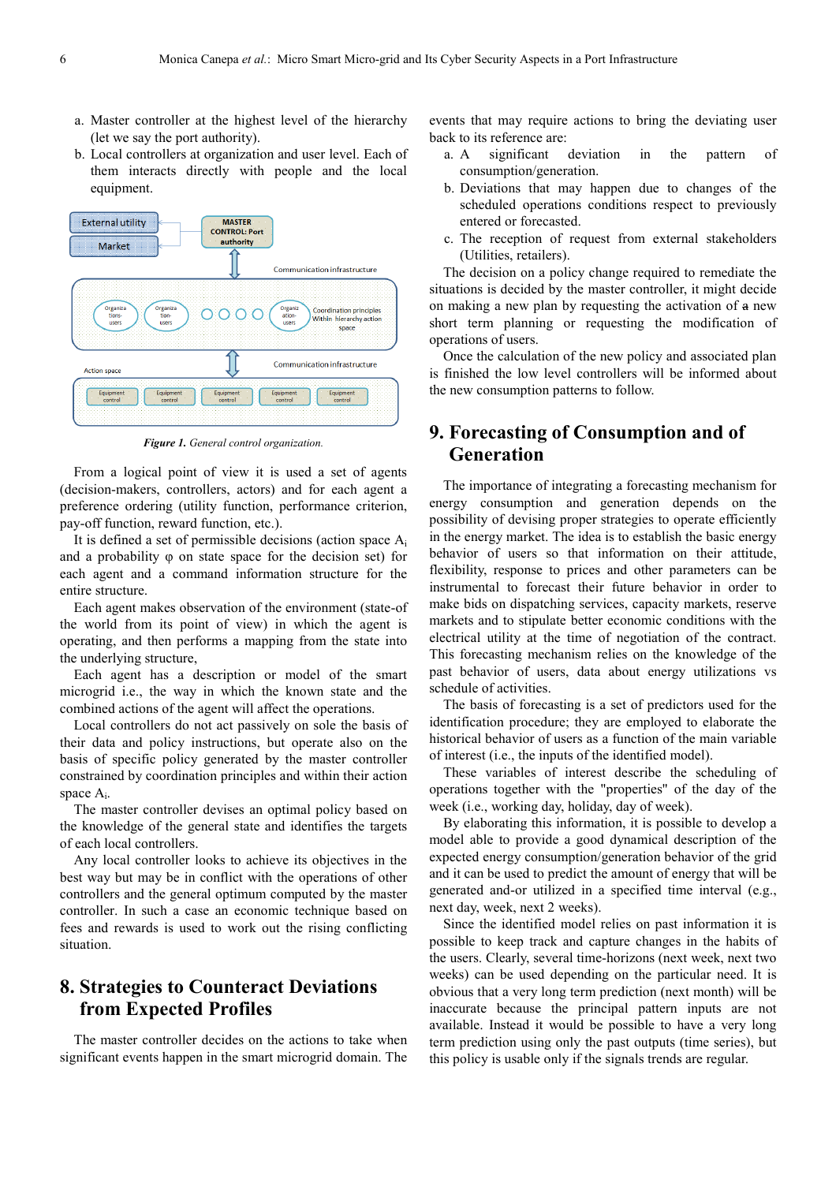a. Master controller at the highest level of the hierarchy (let we say the port authority).
b. Local controllers at organization and user level. Each of them interacts directly with people and the local equipment.

*Figure 1. General control organization.*

From a logical point of view it is used a set of agents (decision-makers, controllers, actors) and for each agent a preference ordering (utility function, performance criterion, pay-off function, reward function, etc.).

It is defined a set of permissible decisions (action space $A_i$ and a probability φ on state space for the decision set) for each agent and a command information structure for the entire structure.

Each agent makes observation of the environment (state-of the world from its point of view) in which the agent is operating, and then performs a mapping from the state into the underlying structure,

Each agent has a description or model of the smart microgrid i.e., the way in which the known state and the combined actions of the agent will affect the operations.

Local controllers do not act passively on sole the basis of their data and policy instructions, but operate also on the basis of specific policy generated by the master controller constrained by coordination principles and within their action space $A_i$.

The master controller devises an optimal policy based on the knowledge of the general state and identifies the targets of each local controllers.

Any local controller looks to achieve its objectives in the best way but may be in conflict with the operations of other controllers and the general optimum computed by the master controller. In such a case an economic technique based on fees and rewards is used to work out the rising conflicting situation.

# 8. Strategies to Counteract Deviations from Expected Profiles

The master controller decides on the actions to take when significant events happen in the smart microgrid domain. The events that may require actions to bring the deviating user back to its reference are:

a. A significant deviation in the pattern of consumption/generation.
b. Deviations that may happen due to changes of the scheduled operations conditions respect to previously entered or forecasted.
c. The reception of request from external stakeholders (Utilities, retailers).

The decision on a policy change required to remediate the situations is decided by the master controller, it might decide on making a new plan by requesting the activation of ~~a~~ new short term planning or requesting the modification of operations of users.

Once the calculation of the new policy and associated plan is finished the low level controllers will be informed about the new consumption patterns to follow.

# 9. Forecasting of Consumption and of Generation

The importance of integrating a forecasting mechanism for energy consumption and generation depends on the possibility of devising proper strategies to operate efficiently in the energy market. The idea is to establish the basic energy behavior of users so that information on their attitude, flexibility, response to prices and other parameters can be instrumental to forecast their future behavior in order to make bids on dispatching services, capacity markets, reserve markets and to stipulate better economic conditions with the electrical utility at the time of negotiation of the contract. This forecasting mechanism relies on the knowledge of the past behavior of users, data about energy utilizations vs schedule of activities.

The basis of forecasting is a set of predictors used for the identification procedure; they are employed to elaborate the historical behavior of users as a function of the main variable of interest (i.e., the inputs of the identified model).

These variables of interest describe the scheduling of operations together with the "properties" of the day of the week (i.e., working day, holiday, day of week).

By elaborating this information, it is possible to develop a model able to provide a good dynamical description of the expected energy consumption/generation behavior of the grid and it can be used to predict the amount of energy that will be generated and-or utilized in a specified time interval (e.g., next day, week, next 2 weeks).

Since the identified model relies on past information it is possible to keep track and capture changes in the habits of the users. Clearly, several time-horizons (next week, next two weeks) can be used depending on the particular need. It is obvious that a very long term prediction (next month) will be inaccurate because the principal pattern inputs are not available. Instead it would be possible to have a very long term prediction using only the past outputs (time series), but this policy is usable only if the signals trends are regular.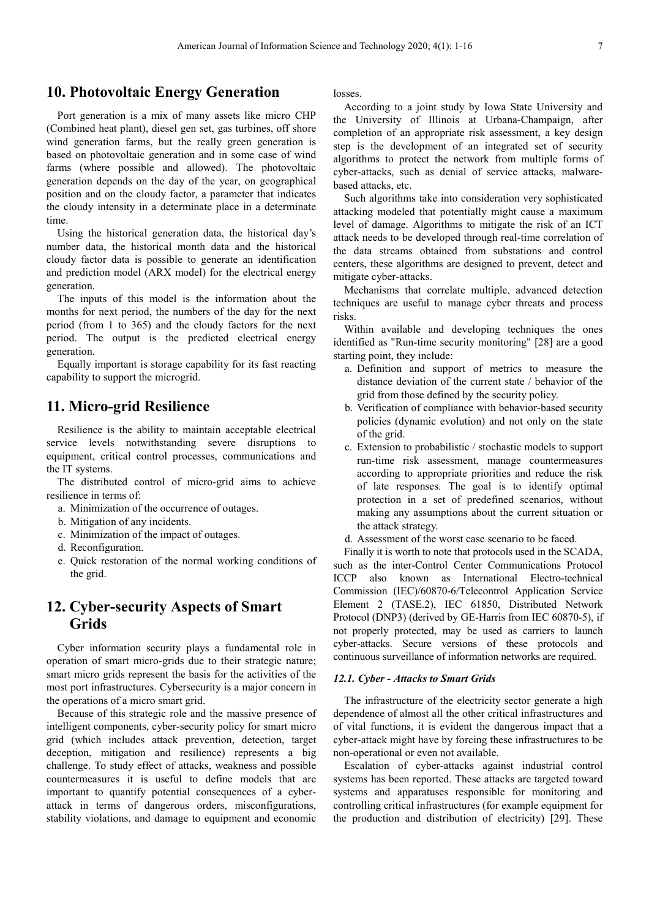## 10. Photovoltaic Energy Generation

Port generation is a mix of many assets like micro CHP (Combined heat plant), diesel gen set, gas turbines, off shore wind generation farms, but the really green generation is based on photovoltaic generation and in some case of wind farms (where possible and allowed). The photovoltaic generation depends on the day of the year, on geographical position and on the cloudy factor, a parameter that indicates the cloudy intensity in a determinate place in a determinate time.

Using the historical generation data, the historical day's number data, the historical month data and the historical cloudy factor data is possible to generate an identification and prediction model (ARX model) for the electrical energy generation.

The inputs of this model is the information about the months for next period, the numbers of the day for the next period (from 1 to 365) and the cloudy factors for the next period. The output is the predicted electrical energy generation.

Equally important is storage capability for its fast reacting capability to support the microgrid.

## 11. Micro-grid Resilience

Resilience is the ability to maintain acceptable electrical service levels notwithstanding severe disruptions to equipment, critical control processes, communications and the IT systems.

The distributed control of micro-grid aims to achieve resilience in terms of:

a. Minimization of the occurrence of outages.
b. Mitigation of any incidents.
c. Minimization of the impact of outages.
d. Reconfiguration.
e. Quick restoration of the normal working conditions of the grid.

## 12. Cyber-security Aspects of Smart Grids

Cyber information security plays a fundamental role in operation of smart micro-grids due to their strategic nature; smart micro grids represent the basis for the activities of the most port infrastructures. Cybersecurity is a major concern in the operations of a micro smart grid.

Because of this strategic role and the massive presence of intelligent components, cyber-security policy for smart micro grid (which includes attack prevention, detection, target deception, mitigation and resilience) represents a big challenge. To study effect of attacks, weakness and possible countermeasures it is useful to define models that are important to quantify potential consequences of a cyber-attack in terms of dangerous orders, misconfigurations, stability violations, and damage to equipment and economic losses.

According to a joint study by Iowa State University and the University of Illinois at Urbana-Champaign, after completion of an appropriate risk assessment, a key design step is the development of an integrated set of security algorithms to protect the network from multiple forms of cyber-attacks, such as denial of service attacks, malware-based attacks, etc.

Such algorithms take into consideration very sophisticated attacking modeled that potentially might cause a maximum level of damage. Algorithms to mitigate the risk of an ICT attack needs to be developed through real-time correlation of the data streams obtained from substations and control centers, these algorithms are designed to prevent, detect and mitigate cyber-attacks.

Mechanisms that correlate multiple, advanced detection techniques are useful to manage cyber threats and process risks.

Within available and developing techniques the ones identified as "Run-time security monitoring" [28] are a good starting point, they include:

a. Definition and support of metrics to measure the distance deviation of the current state / behavior of the grid from those defined by the security policy.
b. Verification of compliance with behavior-based security policies (dynamic evolution) and not only on the state of the grid.
c. Extension to probabilistic / stochastic models to support run-time risk assessment, manage countermeasures according to appropriate priorities and reduce the risk of late responses. The goal is to identify optimal protection in a set of predefined scenarios, without making any assumptions about the current situation or the attack strategy.
d. Assessment of the worst case scenario to be faced.

Finally it is worth to note that protocols used in the SCADA, such as the inter-Control Center Communications Protocol ICCP also known as International Electro-technical Commission (IEC)/60870-6/Telecontrol Application Service Element 2 (TASE.2), IEC 61850, Distributed Network Protocol (DNP3) (derived by GE-Harris from IEC 60870-5), if not properly protected, may be used as carriers to launch cyber-attacks. Secure versions of these protocols and continuous surveillance of information networks are required.

### 12.1. Cyber - Attacks to Smart Grids

The infrastructure of the electricity sector generate a high dependence of almost all the other critical infrastructures and of vital functions, it is evident the dangerous impact that a cyber-attack might have by forcing these infrastructures to be non-operational or even not available.

Escalation of cyber-attacks against industrial control systems has been reported. These attacks are targeted toward systems and apparatuses responsible for monitoring and controlling critical infrastructures (for example equipment for the production and distribution of electricity) [29]. These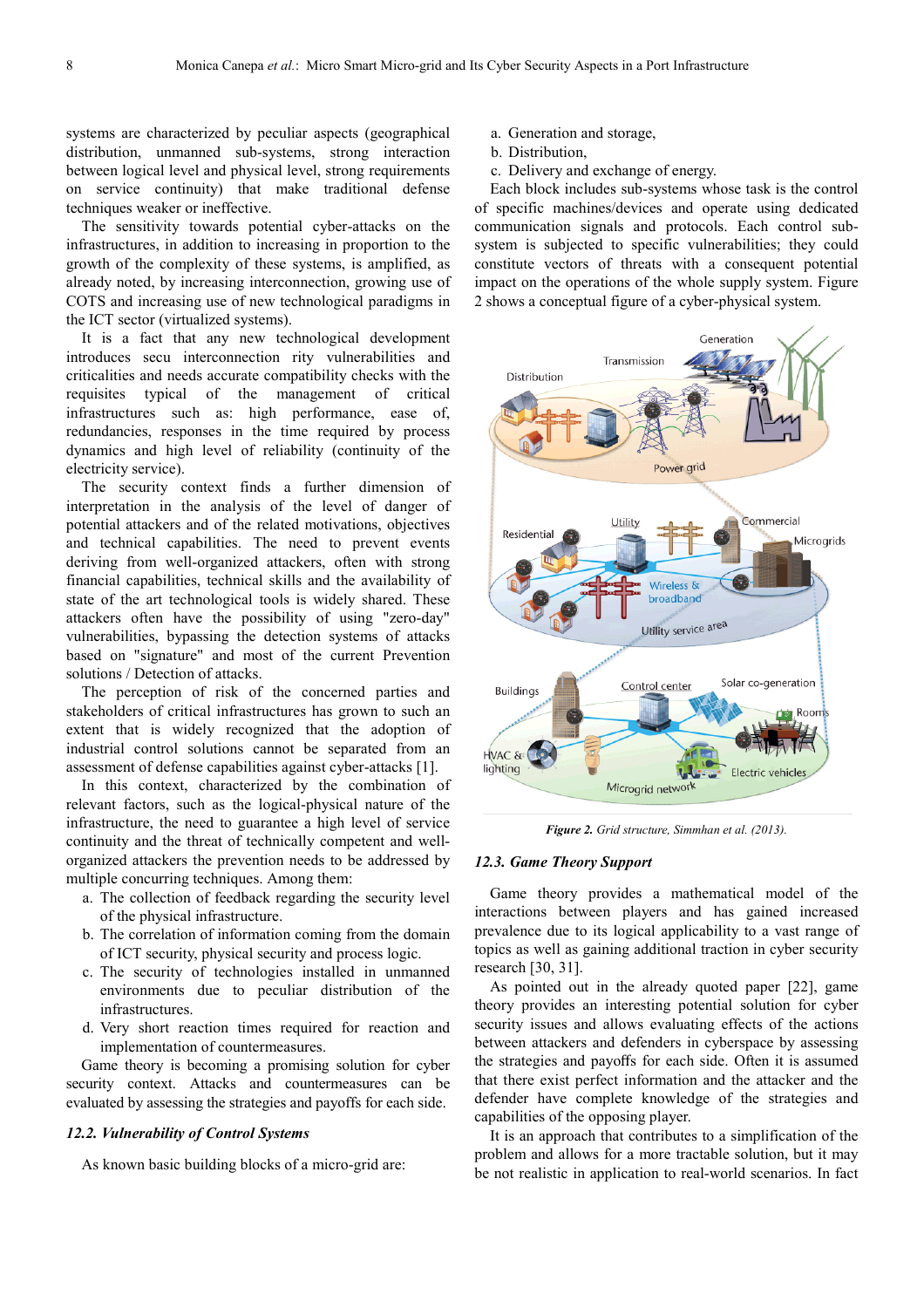systems are characterized by peculiar aspects (geographical distribution, unmanned sub-systems, strong interaction between logical level and physical level, strong requirements on service continuity) that make traditional defense techniques weaker or ineffective.

The sensitivity towards potential cyber-attacks on the infrastructures, in addition to increasing in proportion to the growth of the complexity of these systems, is amplified, as already noted, by increasing interconnection, growing use of COTS and increasing use of new technological paradigms in the ICT sector (virtualized systems).

It is a fact that any new technological development introduces secu interconnection rity vulnerabilities and criticalities and needs accurate compatibility checks with the requisites typical of the management of critical infrastructures such as: high performance, ease of, redundancies, responses in the time required by process dynamics and high level of reliability (continuity of the electricity service).

The security context finds a further dimension of interpretation in the analysis of the level of danger of potential attackers and of the related motivations, objectives and technical capabilities. The need to prevent events deriving from well-organized attackers, often with strong financial capabilities, technical skills and the availability of state of the art technological tools is widely shared. These attackers often have the possibility of using "zero-day" vulnerabilities, bypassing the detection systems of attacks based on "signature" and most of the current Prevention solutions / Detection of attacks.

The perception of risk of the concerned parties and stakeholders of critical infrastructures has grown to such an extent that is widely recognized that the adoption of industrial control solutions cannot be separated from an assessment of defense capabilities against cyber-attacks [1].

In this context, characterized by the combination of relevant factors, such as the logical-physical nature of the infrastructure, the need to guarantee a high level of service continuity and the threat of technically competent and well-organized attackers the prevention needs to be addressed by multiple concurring techniques. Among them:

a. The collection of feedback regarding the security level of the physical infrastructure.
b. The correlation of information coming from the domain of ICT security, physical security and process logic.
c. The security of technologies installed in unmanned environments due to peculiar distribution of the infrastructures.
d. Very short reaction times required for reaction and implementation of countermeasures.

Game theory is becoming a promising solution for cyber security context. Attacks and countermeasures can be evaluated by assessing the strategies and payoffs for each side.

### 12.2. Vulnerability of Control Systems

As known basic building blocks of a micro-grid are:

a. Generation and storage,
b. Distribution,
c. Delivery and exchange of energy.

Each block includes sub-systems whose task is the control of specific machines/devices and operate using dedicated communication signals and protocols. Each control sub-system is subjected to specific vulnerabilities; they could constitute vectors of threats with a consequent potential impact on the operations of the whole supply system. Figure 2 shows a conceptual figure of a cyber-physical system.

*Figure 2. Grid structure, Simmhan et al. (2013).*

### 12.3. Game Theory Support

Game theory provides a mathematical model of the interactions between players and has gained increased prevalence due to its logical applicability to a vast range of topics as well as gaining additional traction in cyber security research [30, 31].

As pointed out in the already quoted paper [22], game theory provides an interesting potential solution for cyber security issues and allows evaluating effects of the actions between attackers and defenders in cyberspace by assessing the strategies and payoffs for each side. Often it is assumed that there exist perfect information and the attacker and the defender have complete knowledge of the strategies and capabilities of the opposing player.

It is an approach that contributes to a simplification of the problem and allows for a more tractable solution, but it may be not realistic in application to real-world scenarios. In fact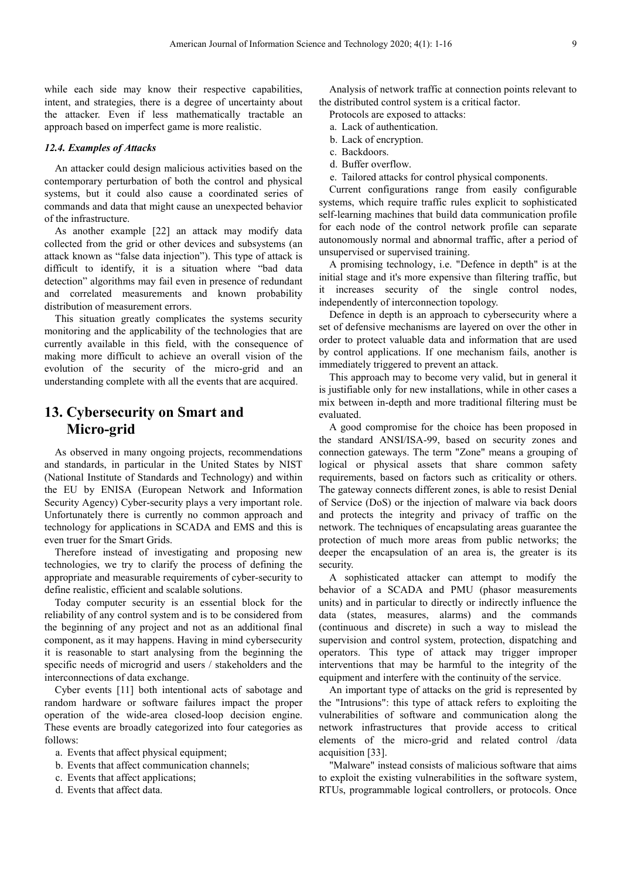while each side may know their respective capabilities, intent, and strategies, there is a degree of uncertainty about the attacker. Even if less mathematically tractable an approach based on imperfect game is more realistic.

### *12.4. Examples of Attacks*

An attacker could design malicious activities based on the contemporary perturbation of both the control and physical systems, but it could also cause a coordinated series of commands and data that might cause an unexpected behavior of the infrastructure.

As another example [22] an attack may modify data collected from the grid or other devices and subsystems (an attack known as "false data injection"). This type of attack is difficult to identify, it is a situation where "bad data detection" algorithms may fail even in presence of redundant and correlated measurements and known probability distribution of measurement errors.

This situation greatly complicates the systems security monitoring and the applicability of the technologies that are currently available in this field, with the consequence of making more difficult to achieve an overall vision of the evolution of the security of the micro-grid and an understanding complete with all the events that are acquired.

## 13. Cybersecurity on Smart and Micro-grid

As observed in many ongoing projects, recommendations and standards, in particular in the United States by NIST (National Institute of Standards and Technology) and within the EU by ENISA (European Network and Information Security Agency) Cyber-security plays a very important role. Unfortunately there is currently no common approach and technology for applications in SCADA and EMS and this is even truer for the Smart Grids.

Therefore instead of investigating and proposing new technologies, we try to clarify the process of defining the appropriate and measurable requirements of cyber-security to define realistic, efficient and scalable solutions.

Today computer security is an essential block for the reliability of any control system and is to be considered from the beginning of any project and not as an additional final component, as it may happens. Having in mind cybersecurity it is reasonable to start analysing from the beginning the specific needs of microgrid and users / stakeholders and the interconnections of data exchange.

Cyber events [11] both intentional acts of sabotage and random hardware or software failures impact the proper operation of the wide-area closed-loop decision engine. These events are broadly categorized into four categories as follows:

a. Events that affect physical equipment;
b. Events that affect communication channels;
c. Events that affect applications;
d. Events that affect data.

Analysis of network traffic at connection points relevant to the distributed control system is a critical factor.

Protocols are exposed to attacks:

a. Lack of authentication.
b. Lack of encryption.
c. Backdoors.
d. Buffer overflow.
e. Tailored attacks for control physical components.

Current configurations range from easily configurable systems, which require traffic rules explicit to sophisticated self-learning machines that build data communication profile for each node of the control network profile can separate autonomously normal and abnormal traffic, after a period of unsupervised or supervised training.

A promising technology, i.e. "Defence in depth" is at the initial stage and it's more expensive than filtering traffic, but it increases security of the single control nodes, independently of interconnection topology.

Defence in depth is an approach to cybersecurity where a set of defensive mechanisms are layered on over the other in order to protect valuable data and information that are used by control applications. If one mechanism fails, another is immediately triggered to prevent an attack.

This approach may to become very valid, but in general it is justifiable only for new installations, while in other cases a mix between in-depth and more traditional filtering must be evaluated.

A good compromise for the choice has been proposed in the standard ANSI/ISA-99, based on security zones and connection gateways. The term "Zone" means a grouping of logical or physical assets that share common safety requirements, based on factors such as criticality or others. The gateway connects different zones, is able to resist Denial of Service (DoS) or the injection of malware via back doors and protects the integrity and privacy of traffic on the network. The techniques of encapsulating areas guarantee the protection of much more areas from public networks; the deeper the encapsulation of an area is, the greater is its security.

A sophisticated attacker can attempt to modify the behavior of a SCADA and PMU (phasor measurements units) and in particular to directly or indirectly influence the data (states, measures, alarms) and the commands (continuous and discrete) in such a way to mislead the supervision and control system, protection, dispatching and operators. This type of attack may trigger improper interventions that may be harmful to the integrity of the equipment and interfere with the continuity of the service.

An important type of attacks on the grid is represented by the "Intrusions": this type of attack refers to exploiting the vulnerabilities of software and communication along the network infrastructures that provide access to critical elements of the micro-grid and related control /data acquisition [33].

"Malware" instead consists of malicious software that aims to exploit the existing vulnerabilities in the software system, RTUs, programmable logical controllers, or protocols. Once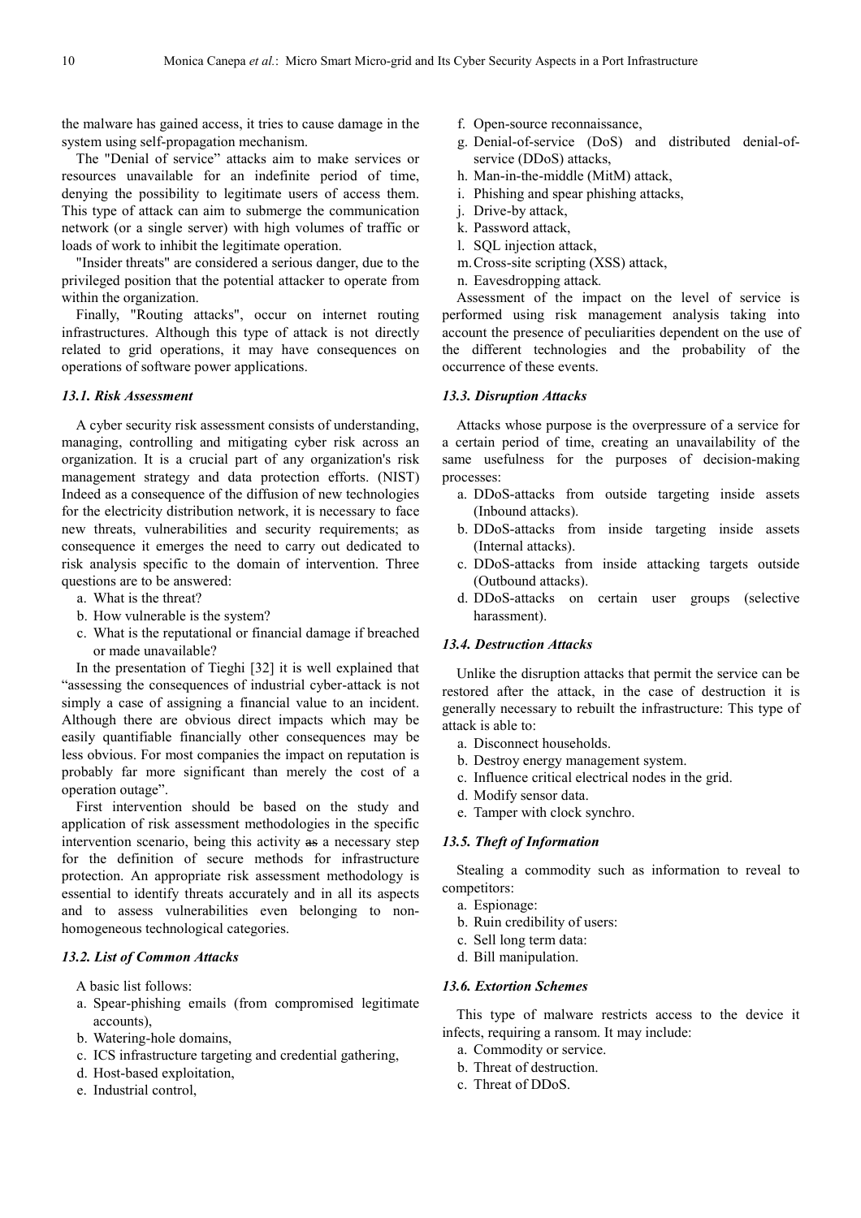the malware has gained access, it tries to cause damage in the system using self-propagation mechanism.

The "Denial of service" attacks aim to make services or resources unavailable for an indefinite period of time, denying the possibility to legitimate users of access them. This type of attack can aim to submerge the communication network (or a single server) with high volumes of traffic or loads of work to inhibit the legitimate operation.

"Insider threats" are considered a serious danger, due to the privileged position that the potential attacker to operate from within the organization.

Finally, "Routing attacks", occur on internet routing infrastructures. Although this type of attack is not directly related to grid operations, it may have consequences on operations of software power applications.

### *13.1. Risk Assessment*

A cyber security risk assessment consists of understanding, managing, controlling and mitigating cyber risk across an organization. It is a crucial part of any organization's risk management strategy and data protection efforts. (NIST) Indeed as a consequence of the diffusion of new technologies for the electricity distribution network, it is necessary to face new threats, vulnerabilities and security requirements; as consequence it emerges the need to carry out dedicated to risk analysis specific to the domain of intervention. Three questions are to be answered:

a. What is the threat?
b. How vulnerable is the system?
c. What is the reputational or financial damage if breached or made unavailable?

In the presentation of Tieghi [32] it is well explained that "assessing the consequences of industrial cyber-attack is not simply a case of assigning a financial value to an incident. Although there are obvious direct impacts which may be easily quantifiable financially other consequences may be less obvious. For most companies the impact on reputation is probably far more significant than merely the cost of a operation outage".

First intervention should be based on the study and application of risk assessment methodologies in the specific intervention scenario, being this activity ~~as~~ a necessary step for the definition of secure methods for infrastructure protection. An appropriate risk assessment methodology is essential to identify threats accurately and in all its aspects and to assess vulnerabilities even belonging to non-homogeneous technological categories.

### *13.2. List of Common Attacks*

A basic list follows:

a. Spear-phishing emails (from compromised legitimate accounts),
b. Watering-hole domains,
c. ICS infrastructure targeting and credential gathering,
d. Host-based exploitation,
e. Industrial control,
f. Open-source reconnaissance,
g. Denial-of-service (DoS) and distributed denial-of-service (DDoS) attacks,
h. Man-in-the-middle (MitM) attack,
i. Phishing and spear phishing attacks,
j. Drive-by attack,
k. Password attack,
l. SQL injection attack,
m. Cross-site scripting (XSS) attack,
n. Eavesdropping attack.

Assessment of the impact on the level of service is performed using risk management analysis taking into account the presence of peculiarities dependent on the use of the different technologies and the probability of the occurrence of these events.

### *13.3. Disruption Attacks*

Attacks whose purpose is the overpressure of a service for a certain period of time, creating an unavailability of the same usefulness for the purposes of decision-making processes:

a. DDoS-attacks from outside targeting inside assets (Inbound attacks).
b. DDoS-attacks from inside targeting inside assets (Internal attacks).
c. DDoS-attacks from inside attacking targets outside (Outbound attacks).
d. DDoS-attacks on certain user groups (selective harassment).

### *13.4. Destruction Attacks*

Unlike the disruption attacks that permit the service can be restored after the attack, in the case of destruction it is generally necessary to rebuilt the infrastructure: This type of attack is able to:

a. Disconnect households.
b. Destroy energy management system.
c. Influence critical electrical nodes in the grid.
d. Modify sensor data.
e. Tamper with clock synchro.

### *13.5. Theft of Information*

Stealing a commodity such as information to reveal to competitors:

a. Espionage:
b. Ruin credibility of users:
c. Sell long term data:
d. Bill manipulation.

### *13.6. Extortion Schemes*

This type of malware restricts access to the device it infects, requiring a ransom. It may include:

a. Commodity or service.
b. Threat of destruction.
c. Threat of DDoS.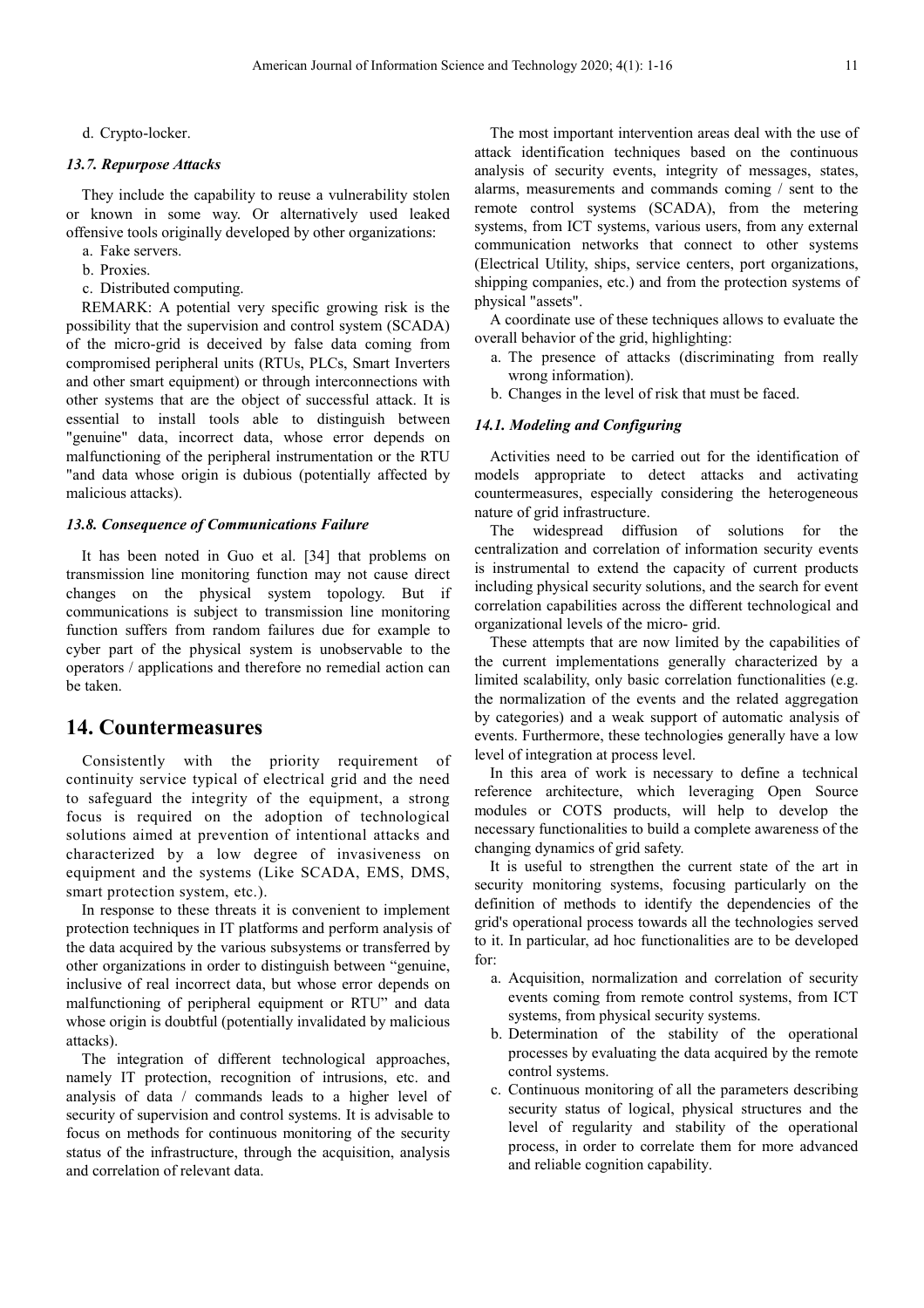d. Crypto-locker.

### *13.7. Repurpose Attacks*

They include the capability to reuse a vulnerability stolen or known in some way. Or alternatively used leaked offensive tools originally developed by other organizations:

a. Fake servers.
b. Proxies.
c. Distributed computing.

REMARK: A potential very specific growing risk is the possibility that the supervision and control system (SCADA) of the micro-grid is deceived by false data coming from compromised peripheral units (RTUs, PLCs, Smart Inverters and other smart equipment) or through interconnections with other systems that are the object of successful attack. It is essential to install tools able to distinguish between "genuine" data, incorrect data, whose error depends on malfunctioning of the peripheral instrumentation or the RTU "and data whose origin is dubious (potentially affected by malicious attacks).

### *13.8. Consequence of Communications Failure*

It has been noted in Guo et al. [34] that problems on transmission line monitoring function may not cause direct changes on the physical system topology. But if communications is subject to transmission line monitoring function suffers from random failures due for example to cyber part of the physical system is unobservable to the operators / applications and therefore no remedial action can be taken.

## 14. Countermeasures

Consistently with the priority requirement of continuity service typical of electrical grid and the need to safeguard the integrity of the equipment, a strong focus is required on the adoption of technological solutions aimed at prevention of intentional attacks and characterized by a low degree of invasiveness on equipment and the systems (Like SCADA, EMS, DMS, smart protection system, etc.).

In response to these threats it is convenient to implement protection techniques in IT platforms and perform analysis of the data acquired by the various subsystems or transferred by other organizations in order to distinguish between "genuine, inclusive of real incorrect data, but whose error depends on malfunctioning of peripheral equipment or RTU" and data whose origin is doubtful (potentially invalidated by malicious attacks).

The integration of different technological approaches, namely IT protection, recognition of intrusions, etc. and analysis of data / commands leads to a higher level of security of supervision and control systems. It is advisable to focus on methods for continuous monitoring of the security status of the infrastructure, through the acquisition, analysis and correlation of relevant data.

The most important intervention areas deal with the use of attack identification techniques based on the continuous analysis of security events, integrity of messages, states, alarms, measurements and commands coming / sent to the remote control systems (SCADA), from the metering systems, from ICT systems, various users, from any external communication networks that connect to other systems (Electrical Utility, ships, service centers, port organizations, shipping companies, etc.) and from the protection systems of physical "assets".

A coordinate use of these techniques allows to evaluate the overall behavior of the grid, highlighting:

a. The presence of attacks (discriminating from really wrong information).
b. Changes in the level of risk that must be faced.

### *14.1. Modeling and Configuring*

Activities need to be carried out for the identification of models appropriate to detect attacks and activating countermeasures, especially considering the heterogeneous nature of grid infrastructure.

The widespread diffusion of solutions for the centralization and correlation of information security events is instrumental to extend the capacity of current products including physical security solutions, and the search for event correlation capabilities across the different technological and organizational levels of the micro- grid.

These attempts that are now limited by the capabilities of the current implementations generally characterized by a limited scalability, only basic correlation functionalities (e.g. the normalization of the events and the related aggregation by categories) and a weak support of automatic analysis of events. Furthermore, these technologies generally have a low level of integration at process level.

In this area of work is necessary to define a technical reference architecture, which leveraging Open Source modules or COTS products, will help to develop the necessary functionalities to build a complete awareness of the changing dynamics of grid safety.

It is useful to strengthen the current state of the art in security monitoring systems, focusing particularly on the definition of methods to identify the dependencies of the grid's operational process towards all the technologies served to it. In particular, ad hoc functionalities are to be developed for:

a. Acquisition, normalization and correlation of security events coming from remote control systems, from ICT systems, from physical security systems.
b. Determination of the stability of the operational processes by evaluating the data acquired by the remote control systems.
c. Continuous monitoring of all the parameters describing security status of logical, physical structures and the level of regularity and stability of the operational process, in order to correlate them for more advanced and reliable cognition capability.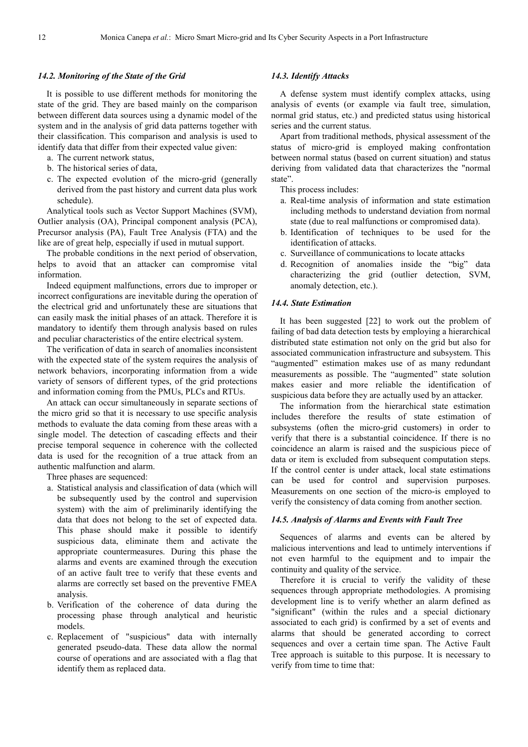### 14.2. Monitoring of the State of the Grid

It is possible to use different methods for monitoring the state of the grid. They are based mainly on the comparison between different data sources using a dynamic model of the system and in the analysis of grid data patterns together with their classification. This comparison and analysis is used to identify data that differ from their expected value given:

a. The current network status,
b. The historical series of data,
c. The expected evolution of the micro-grid (generally derived from the past history and current data plus work schedule).

Analytical tools such as Vector Support Machines (SVM), Outlier analysis (OA), Principal component analysis (PCA), Precursor analysis (PA), Fault Tree Analysis (FTA) and the like are of great help, especially if used in mutual support.

The probable conditions in the next period of observation, helps to avoid that an attacker can compromise vital information.

Indeed equipment malfunctions, errors due to improper or incorrect configurations are inevitable during the operation of the electrical grid and unfortunately these are situations that can easily mask the initial phases of an attack. Therefore it is mandatory to identify them through analysis based on rules and peculiar characteristics of the entire electrical system.

The verification of data in search of anomalies inconsistent with the expected state of the system requires the analysis of network behaviors, incorporating information from a wide variety of sensors of different types, of the grid protections and information coming from the PMUs, PLCs and RTUs.

An attack can occur simultaneously in separate sections of the micro grid so that it is necessary to use specific analysis methods to evaluate the data coming from these areas with a single model. The detection of cascading effects and their precise temporal sequence in coherence with the collected data is used for the recognition of a true attack from an authentic malfunction and alarm.

Three phases are sequenced:

a. Statistical analysis and classification of data (which will be subsequently used by the control and supervision system) with the aim of preliminarily identifying the data that does not belong to the set of expected data. This phase should make it possible to identify suspicious data, eliminate them and activate the appropriate countermeasures. During this phase the alarms and events are examined through the execution of an active fault tree to verify that these events and alarms are correctly set based on the preventive FMEA analysis.
b. Verification of the coherence of data during the processing phase through analytical and heuristic models.
c. Replacement of "suspicious" data with internally generated pseudo-data. These data allow the normal course of operations and are associated with a flag that identify them as replaced data.

### 14.3. Identify Attacks

A defense system must identify complex attacks, using analysis of events (or example via fault tree, simulation, normal grid status, etc.) and predicted status using historical series and the current status.

Apart from traditional methods, physical assessment of the status of micro-grid is employed making confrontation between normal status (based on current situation) and status deriving from validated data that characterizes the "normal state".

This process includes:

a. Real-time analysis of information and state estimation including methods to understand deviation from normal state (due to real malfunctions or compromised data).
b. Identification of techniques to be used for the identification of attacks.
c. Surveillance of communications to locate attacks
d. Recognition of anomalies inside the "big" data characterizing the grid (outlier detection, SVM, anomaly detection, etc.).

### 14.4. State Estimation

It has been suggested [22] to work out the problem of failing of bad data detection tests by employing a hierarchical distributed state estimation not only on the grid but also for associated communication infrastructure and subsystem. This "augmented" estimation makes use of as many redundant measurements as possible. The "augmented" state solution makes easier and more reliable the identification of suspicious data before they are actually used by an attacker.

The information from the hierarchical state estimation includes therefore the results of state estimation of subsystems (often the micro-grid customers) in order to verify that there is a substantial coincidence. If there is no coincidence an alarm is raised and the suspicious piece of data or item is excluded from subsequent computation steps. If the control center is under attack, local state estimations can be used for control and supervision purposes. Measurements on one section of the micro-is employed to verify the consistency of data coming from another section.

### 14.5. Analysis of Alarms and Events with Fault Tree

Sequences of alarms and events can be altered by malicious interventions and lead to untimely interventions if not even harmful to the equipment and to impair the continuity and quality of the service.

Therefore it is crucial to verify the validity of these sequences through appropriate methodologies. A promising development line is to verify whether an alarm defined as "significant" (within the rules and a special dictionary associated to each grid) is confirmed by a set of events and alarms that should be generated according to correct sequences and over a certain time span. The Active Fault Tree approach is suitable to this purpose. It is necessary to verify from time to time that: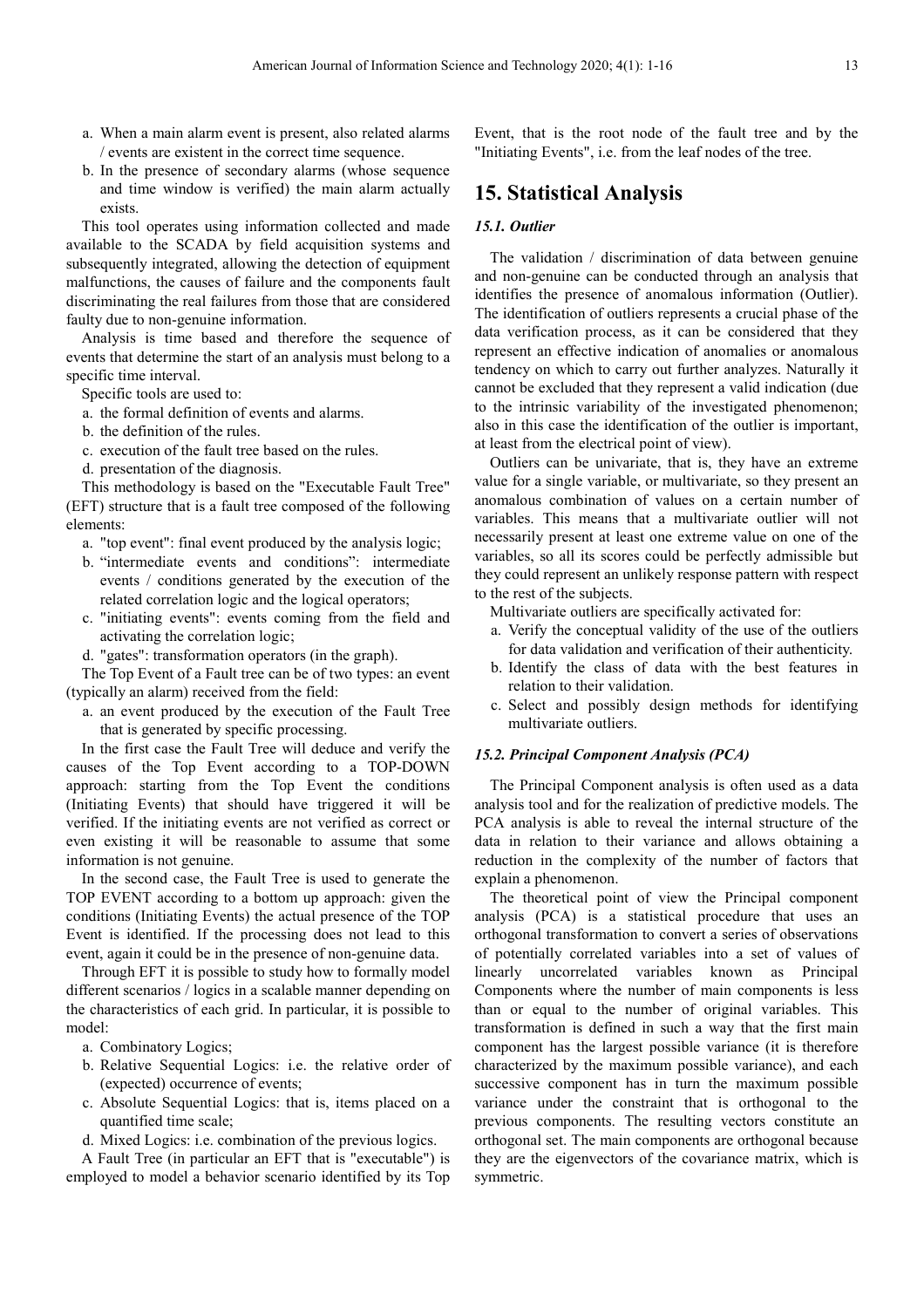a. When a main alarm event is present, also related alarms / events are existent in the correct time sequence.
b. In the presence of secondary alarms (whose sequence and time window is verified) the main alarm actually exists.

This tool operates using information collected and made available to the SCADA by field acquisition systems and subsequently integrated, allowing the detection of equipment malfunctions, the causes of failure and the components fault discriminating the real failures from those that are considered faulty due to non-genuine information.

Analysis is time based and therefore the sequence of events that determine the start of an analysis must belong to a specific time interval.

Specific tools are used to:

a. the formal definition of events and alarms.
b. the definition of the rules.
c. execution of the fault tree based on the rules.
d. presentation of the diagnosis.

This methodology is based on the "Executable Fault Tree" (EFT) structure that is a fault tree composed of the following elements:

a. "top event": final event produced by the analysis logic;
b. "intermediate events and conditions": intermediate events / conditions generated by the execution of the related correlation logic and the logical operators;
c. "initiating events": events coming from the field and activating the correlation logic;
d. "gates": transformation operators (in the graph).

The Top Event of a Fault tree can be of two types: an event (typically an alarm) received from the field:

a. an event produced by the execution of the Fault Tree that is generated by specific processing.

In the first case the Fault Tree will deduce and verify the causes of the Top Event according to a TOP-DOWN approach: starting from the Top Event the conditions (Initiating Events) that should have triggered it will be verified. If the initiating events are not verified as correct or even existing it will be reasonable to assume that some information is not genuine.

In the second case, the Fault Tree is used to generate the TOP EVENT according to a bottom up approach: given the conditions (Initiating Events) the actual presence of the TOP Event is identified. If the processing does not lead to this event, again it could be in the presence of non-genuine data.

Through EFT it is possible to study how to formally model different scenarios / logics in a scalable manner depending on the characteristics of each grid. In particular, it is possible to model:

a. Combinatory Logics;
b. Relative Sequential Logics: i.e. the relative order of (expected) occurrence of events;
c. Absolute Sequential Logics: that is, items placed on a quantified time scale;
d. Mixed Logics: i.e. combination of the previous logics.

A Fault Tree (in particular an EFT that is "executable") is employed to model a behavior scenario identified by its Top Event, that is the root node of the fault tree and by the "Initiating Events", i.e. from the leaf nodes of the tree.

# 15. Statistical Analysis

### *15.1. Outlier*

The validation / discrimination of data between genuine and non-genuine can be conducted through an analysis that identifies the presence of anomalous information (Outlier). The identification of outliers represents a crucial phase of the data verification process, as it can be considered that they represent an effective indication of anomalies or anomalous tendency on which to carry out further analyzes. Naturally it cannot be excluded that they represent a valid indication (due to the intrinsic variability of the investigated phenomenon; also in this case the identification of the outlier is important, at least from the electrical point of view).

Outliers can be univariate, that is, they have an extreme value for a single variable, or multivariate, so they present an anomalous combination of values on a certain number of variables. This means that a multivariate outlier will not necessarily present at least one extreme value on one of the variables, so all its scores could be perfectly admissible but they could represent an unlikely response pattern with respect to the rest of the subjects.

Multivariate outliers are specifically activated for:

a. Verify the conceptual validity of the use of the outliers for data validation and verification of their authenticity.
b. Identify the class of data with the best features in relation to their validation.
c. Select and possibly design methods for identifying multivariate outliers.

### *15.2. Principal Component Analysis (PCA)*

The Principal Component analysis is often used as a data analysis tool and for the realization of predictive models. The PCA analysis is able to reveal the internal structure of the data in relation to their variance and allows obtaining a reduction in the complexity of the number of factors that explain a phenomenon.

The theoretical point of view the Principal component analysis (PCA) is a statistical procedure that uses an orthogonal transformation to convert a series of observations of potentially correlated variables into a set of values of linearly uncorrelated variables known as Principal Components where the number of main components is less than or equal to the number of original variables. This transformation is defined in such a way that the first main component has the largest possible variance (it is therefore characterized by the maximum possible variance), and each successive component has in turn the maximum possible variance under the constraint that is orthogonal to the previous components. The resulting vectors constitute an orthogonal set. The main components are orthogonal because they are the eigenvectors of the covariance matrix, which is symmetric.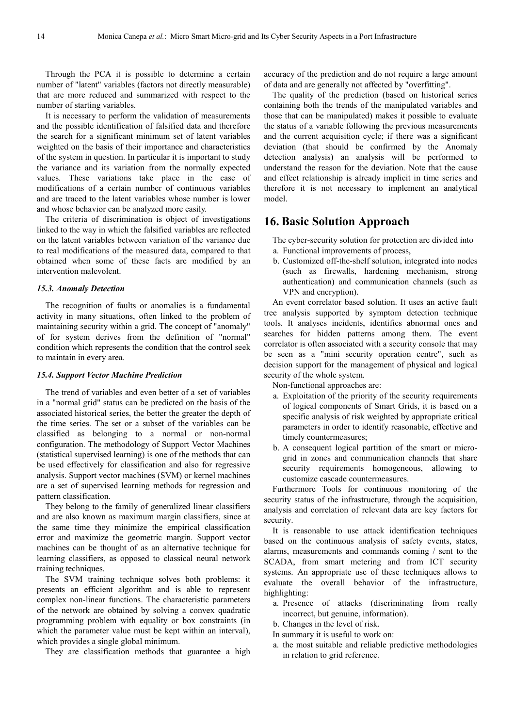Through the PCA it is possible to determine a certain number of "latent" variables (factors not directly measurable) that are more reduced and summarized with respect to the number of starting variables.

It is necessary to perform the validation of measurements and the possible identification of falsified data and therefore the search for a significant minimum set of latent variables weighted on the basis of their importance and characteristics of the system in question. In particular it is important to study the variance and its variation from the normally expected values. These variations take place in the case of modifications of a certain number of continuous variables and are traced to the latent variables whose number is lower and whose behavior can be analyzed more easily.

The criteria of discrimination is object of investigations linked to the way in which the falsified variables are reflected on the latent variables between variation of the variance due to real modifications of the measured data, compared to that obtained when some of these facts are modified by an intervention malevolent.

### *15.3. Anomaly Detection*

The recognition of faults or anomalies is a fundamental activity in many situations, often linked to the problem of maintaining security within a grid. The concept of "anomaly" of for system derives from the definition of "normal" condition which represents the condition that the control seek to maintain in every area.

### *15.4. Support Vector Machine Prediction*

The trend of variables and even better of a set of variables in a "normal grid" status can be predicted on the basis of the associated historical series, the better the greater the depth of the time series. The set or a subset of the variables can be classified as belonging to a normal or non-normal configuration. The methodology of Support Vector Machines (statistical supervised learning) is one of the methods that can be used effectively for classification and also for regressive analysis. Support vector machines (SVM) or kernel machines are a set of supervised learning methods for regression and pattern classification.

They belong to the family of generalized linear classifiers and are also known as maximum margin classifiers, since at the same time they minimize the empirical classification error and maximize the geometric margin. Support vector machines can be thought of as an alternative technique for learning classifiers, as opposed to classical neural network training techniques.

The SVM training technique solves both problems: it presents an efficient algorithm and is able to represent complex non-linear functions. The characteristic parameters of the network are obtained by solving a convex quadratic programming problem with equality or box constraints (in which the parameter value must be kept within an interval), which provides a single global minimum.

They are classification methods that guarantee a high accuracy of the prediction and do not require a large amount of data and are generally not affected by "overfitting".

The quality of the prediction (based on historical series containing both the trends of the manipulated variables and those that can be manipulated) makes it possible to evaluate the status of a variable following the previous measurements and the current acquisition cycle; if there was a significant deviation (that should be confirmed by the Anomaly detection analysis) an analysis will be performed to understand the reason for the deviation. Note that the cause and effect relationship is already implicit in time series and therefore it is not necessary to implement an analytical model.

## 16. Basic Solution Approach

The cyber-security solution for protection are divided into

a. Functional improvements of process,
b. Customized off-the-shelf solution, integrated into nodes (such as firewalls, hardening mechanism, strong authentication) and communication channels (such as VPN and encryption).

An event correlator based solution. It uses an active fault tree analysis supported by symptom detection technique tools. It analyses incidents, identifies abnormal ones and searches for hidden patterns among them. The event correlator is often associated with a security console that may be seen as a "mini security operation centre", such as decision support for the management of physical and logical security of the whole system.

Non-functional approaches are:

a. Exploitation of the priority of the security requirements of logical components of Smart Grids, it is based on a specific analysis of risk weighted by appropriate critical parameters in order to identify reasonable, effective and timely countermeasures;
b. A consequent logical partition of the smart or micro-grid in zones and communication channels that share security requirements homogeneous, allowing to customize cascade countermeasures.

Furthermore Tools for continuous monitoring of the security status of the infrastructure, through the acquisition, analysis and correlation of relevant data are key factors for security.

It is reasonable to use attack identification techniques based on the continuous analysis of safety events, states, alarms, measurements and commands coming / sent to the SCADA, from smart metering and from ICT security systems. An appropriate use of these techniques allows to evaluate the overall behavior of the infrastructure, highlighting:

a. Presence of attacks (discriminating from really incorrect, but genuine, information).
b. Changes in the level of risk.

In summary it is useful to work on:

a. the most suitable and reliable predictive methodologies in relation to grid reference.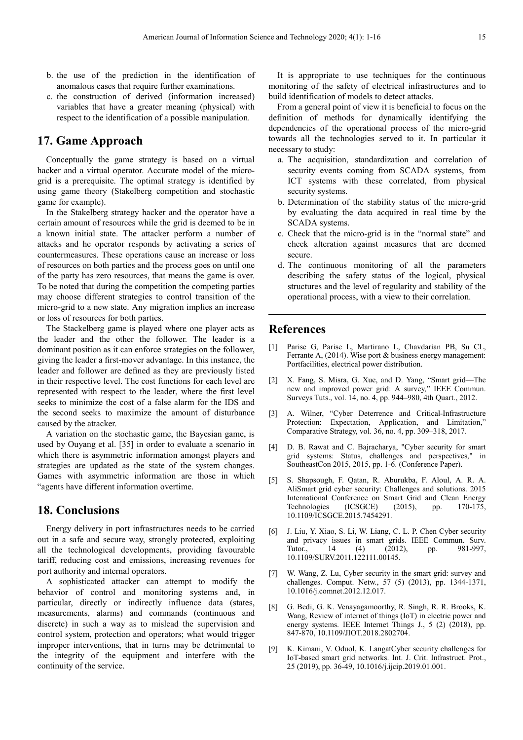b. the use of the prediction in the identification of anomalous cases that require further examinations.
c. the construction of derived (information increased) variables that have a greater meaning (physical) with respect to the identification of a possible manipulation.

## 17. Game Approach

Conceptually the game strategy is based on a virtual hacker and a virtual operator. Accurate model of the micro-grid is a prerequisite. The optimal strategy is identified by using game theory (Stakelberg competition and stochastic game for example).

In the Stakelberg strategy hacker and the operator have a certain amount of resources while the grid is deemed to be in a known initial state. The attacker perform a number of attacks and he operator responds by activating a series of countermeasures. These operations cause an increase or loss of resources on both parties and the process goes on until one of the party has zero resources, that means the game is over. To be noted that during the competition the competing parties may choose different strategies to control transition of the micro-grid to a new state. Any migration implies an increase or loss of resources for both parties.

The Stackelberg game is played where one player acts as the leader and the other the follower. The leader is a dominant position as it can enforce strategies on the follower, giving the leader a first-mover advantage. In this instance, the leader and follower are defined as they are previously listed in their respective level. The cost functions for each level are represented with respect to the leader, where the first level seeks to minimize the cost of a false alarm for the IDS and the second seeks to maximize the amount of disturbance caused by the attacker.

A variation on the stochastic game, the Bayesian game, is used by Ouyang et al. [35] in order to evaluate a scenario in which there is asymmetric information amongst players and strategies are updated as the state of the system changes. Games with asymmetric information are those in which "agents have different information overtime.

## 18. Conclusions

Energy delivery in port infrastructures needs to be carried out in a safe and secure way, strongly protected, exploiting all the technological developments, providing favourable tariff, reducing cost and emissions, increasing revenues for port authority and internal operators.

A sophisticated attacker can attempt to modify the behavior of control and monitoring systems and, in particular, directly or indirectly influence data (states, measurements, alarms) and commands (continuous and discrete) in such a way as to mislead the supervision and control system, protection and operators; what would trigger improper interventions, that in turns may be detrimental to the integrity of the equipment and interfere with the continuity of the service.

It is appropriate to use techniques for the continuous monitoring of the safety of electrical infrastructures and to build identification of models to detect attacks.

From a general point of view it is beneficial to focus on the definition of methods for dynamically identifying the dependencies of the operational process of the micro-grid towards all the technologies served to it. In particular it necessary to study:

a. The acquisition, standardization and correlation of security events coming from SCADA systems, from ICT systems with these correlated, from physical security systems.
b. Determination of the stability status of the micro-grid by evaluating the data acquired in real time by the SCADA systems.
c. Check that the micro-grid is in the "normal state" and check alteration against measures that are deemed secure.
d. The continuous monitoring of all the parameters describing the safety status of the logical, physical structures and the level of regularity and stability of the operational process, with a view to their correlation.

## References

[1] Parise G, Parise L, Martirano L, Chavdarian PB, Su CL, Ferrante A, (2014). Wise port & business energy management: Portfacilities, electrical power distribution.

[2] X. Fang, S. Misra, G. Xue, and D. Yang, "Smart grid—The new and improved power grid: A survey," IEEE Commun. Surveys Tuts., vol. 14, no. 4, pp. 944–980, 4th Quart., 2012.

[3] A. Wilner, "Cyber Deterrence and Critical-Infrastructure Protection: Expectation, Application, and Limitation," Comparative Strategy, vol. 36, no. 4, pp. 309–318, 2017.

[4] D. B. Rawat and C. Bajracharya, "Cyber security for smart grid systems: Status, challenges and perspectives," in SoutheastCon 2015, 2015, pp. 1-6. (Conference Paper).

[5] S. Shapsough, F. Qatan, R. Aburukba, F. Aloul, A. R. A. AliSmart grid cyber security: Challenges and solutions. 2015 International Conference on Smart Grid and Clean Energy Technologies (ICSGCE) (2015), pp. 170-175, 10.1109/ICSGCE.2015.7454291.

[6] J. Liu, Y. Xiao, S. Li, W. Liang, C. L. P. Chen Cyber security and privacy issues in smart grids. IEEE Commun. Surv. Tutor., 14 (4) (2012), pp. 981-997, 10.1109/SURV.2011.122111.00145.

[7] W. Wang, Z. Lu, Cyber security in the smart grid: survey and challenges. Comput. Netw., 57 (5) (2013), pp. 1344-1371, 10.1016/j.comnet.2012.12.017.

[8] G. Bedi, G. K. Venayagamoorthy, R. Singh, R. R. Brooks, K. Wang, Review of internet of things (IoT) in electric power and energy systems. IEEE Internet Things J., 5 (2) (2018), pp. 847-870, 10.1109/JIOT.2018.2802704.

[9] K. Kimani, V. Oduol, K. LangatCyber security challenges for IoT-based smart grid networks. Int. J. Crit. Infrastruct. Prot., 25 (2019), pp. 36-49, 10.1016/j.ijcip.2019.01.001.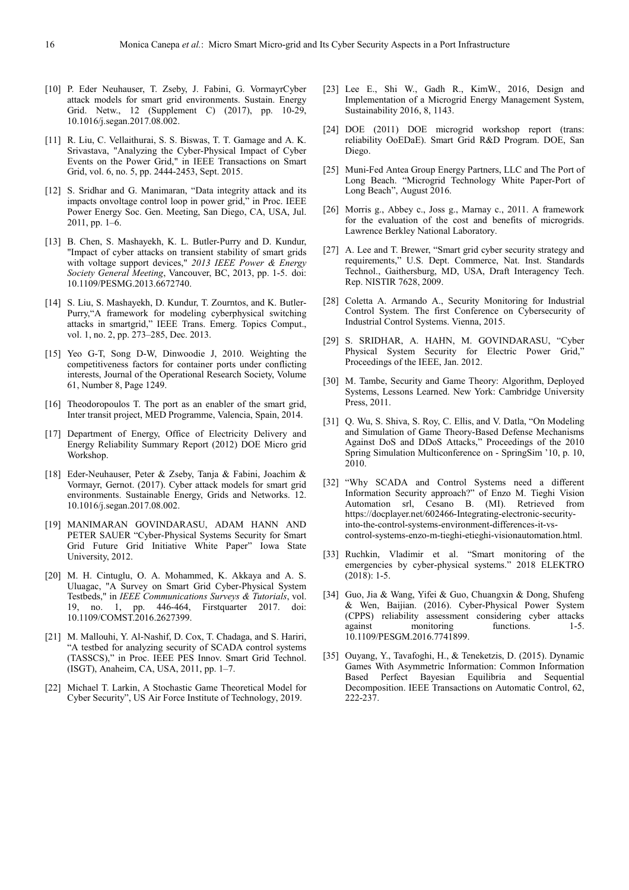[10] P. Eder Neuhauser, T. Zseby, J. Fabini, G. VormayrCyber attack models for smart grid environments. Sustain. Energy Grid. Netw., 12 (Supplement C) (2017), pp. 10-29, 10.1016/j.segan.2017.08.002.

[11] R. Liu, C. Vellaithurai, S. S. Biswas, T. T. Gamage and A. K. Srivastava, "Analyzing the Cyber-Physical Impact of Cyber Events on the Power Grid," in IEEE Transactions on Smart Grid, vol. 6, no. 5, pp. 2444-2453, Sept. 2015.

[12] S. Sridhar and G. Manimaran, "Data integrity attack and its impacts onvoltage control loop in power grid," in Proc. IEEE Power Energy Soc. Gen. Meeting, San Diego, CA, USA, Jul. 2011, pp. 1–6.

[13] B. Chen, S. Mashayekh, K. L. Butler-Purry and D. Kundur, "Impact of cyber attacks on transient stability of smart grids with voltage support devices," *2013 IEEE Power & Energy Society General Meeting*, Vancouver, BC, 2013, pp. 1-5. doi: 10.1109/PESMG.2013.6672740.

[14] S. Liu, S. Mashayekh, D. Kundur, T. Zourntos, and K. Butler-Purry,"A framework for modeling cyberphysical switching attacks in smartgrid," IEEE Trans. Emerg. Topics Comput., vol. 1, no. 2, pp. 273–285, Dec. 2013.

[15] Yeo G-T, Song D-W, Dinwoodie J, 2010. Weighting the competitiveness factors for container ports under conflicting interests, Journal of the Operational Research Society, Volume 61, Number 8, Page 1249.

[16] Theodoropoulos T. The port as an enabler of the smart grid, Inter transit project, MED Programme, Valencia, Spain, 2014.

[17] Department of Energy, Office of Electricity Delivery and Energy Reliability Summary Report (2012) DOE Micro grid Workshop.

[18] Eder-Neuhauser, Peter & Zseby, Tanja & Fabini, Joachim & Vormayr, Gernot. (2017). Cyber attack models for smart grid environments. Sustainable Energy, Grids and Networks. 12. 10.1016/j.segan.2017.08.002.

[19] MANIMARAN GOVINDARASU, ADAM HANN AND PETER SAUER "Cyber-Physical Systems Security for Smart Grid Future Grid Initiative White Paper" Iowa State University, 2012.

[20] M. H. Cintuglu, O. A. Mohammed, K. Akkaya and A. S. Uluagac, "A Survey on Smart Grid Cyber-Physical System Testbeds," in *IEEE Communications Surveys & Tutorials*, vol. 19, no. 1, pp. 446-464, Firstquarter 2017. doi: 10.1109/COMST.2016.2627399.

[21] M. Mallouhi, Y. Al-Nashif, D. Cox, T. Chadaga, and S. Hariri, "A testbed for analyzing security of SCADA control systems (TASSCS)," in Proc. IEEE PES Innov. Smart Grid Technol. (ISGT), Anaheim, CA, USA, 2011, pp. 1–7.

[22] Michael T. Larkin, A Stochastic Game Theoretical Model for Cyber Security", US Air Force Institute of Technology, 2019.

[23] Lee E., Shi W., Gadh R., KimW., 2016, Design and Implementation of a Microgrid Energy Management System, Sustainability 2016, 8, 1143.

[24] DOE (2011) DOE microgrid workshop report (trans: reliability OoEDaE). Smart Grid R&D Program. DOE, San Diego.

[25] Muni-Fed Antea Group Energy Partners, LLC and The Port of Long Beach. "Microgrid Technology White Paper-Port of Long Beach", August 2016.

[26] Morris g., Abbey c., Joss g., Marnay c., 2011. A framework for the evaluation of the cost and benefits of microgrids. Lawrence Berkley National Laboratory.

[27] A. Lee and T. Brewer, "Smart grid cyber security strategy and requirements," U.S. Dept. Commerce, Nat. Inst. Standards Technol., Gaithersburg, MD, USA, Draft Interagency Tech. Rep. NISTIR 7628, 2009.

[28] Coletta A. Armando A., Security Monitoring for Industrial Control System. The first Conference on Cybersecurity of Industrial Control Systems. Vienna, 2015.

[29] S. SRIDHAR, A. HAHN, M. GOVINDARASU, "Cyber Physical System Security for Electric Power Grid," Proceedings of the IEEE, Jan. 2012.

[30] M. Tambe, Security and Game Theory: Algorithm, Deployed Systems, Lessons Learned. New York: Cambridge University Press, 2011.

[31] Q. Wu, S. Shiva, S. Roy, C. Ellis, and V. Datla, "On Modeling and Simulation of Game Theory-Based Defense Mechanisms Against DoS and DDoS Attacks," Proceedings of the 2010 Spring Simulation Multiconference on - SpringSim '10, p. 10, 2010.

[32] "Why SCADA and Control Systems need a different Information Security approach?" of Enzo M. Tieghi Vision Automation srl, Cesano B. (MI). Retrieved from https://docplayer.net/602466-Integrating-electronic-security-into-the-control-systems-environment-differences-it-vs-control-systems-enzo-m-tieghi-etieghi-visionautomation.html.

[33] Ruchkin, Vladimir et al. "Smart monitoring of the emergencies by cyber-physical systems." 2018 ELEKTRO (2018): 1-5.

[34] Guo, Jia & Wang, Yifei & Guo, Chuangxin & Dong, Shufeng & Wen, Baijian. (2016). Cyber-Physical Power System (CPPS) reliability assessment considering cyber attacks against monitoring functions. 1-5. 10.1109/PESGM.2016.7741899.

[35] Ouyang, Y., Tavafoghi, H., & Teneketzis, D. (2015). Dynamic Games With Asymmetric Information: Common Information Based Perfect Bayesian Equilibria and Sequential Decomposition. IEEE Transactions on Automatic Control, 62, 222-237.